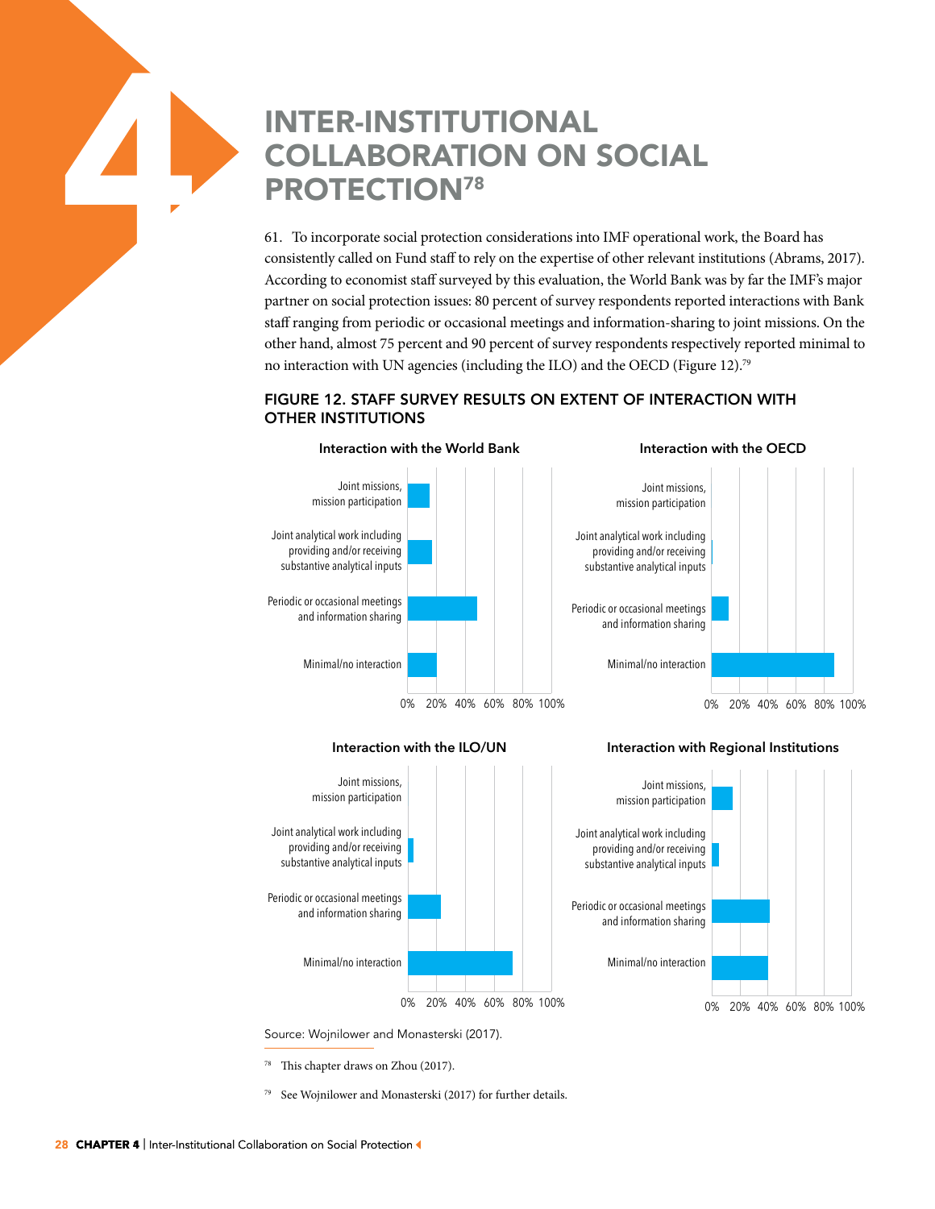# INTER-INSTITUTIONAL COLLABORATION ON SOCIAL PROTECTION[78]

61. To incorporate social protection considerations into IMF operational work, the Board has consistently called on Fund staff to rely on the expertise of other relevant institutions (Abrams, 2017). According to economist staff surveyed by this evaluation, the World Bank was by far the IMF's major partner on social protection issues: 80 percent of survey respondents reported interactions with Bank staff ranging from periodic or occasional meetings and information-sharing to joint missions. On the other hand, almost 75 percent and 90 percent of survey respondents respectively reported minimal to no interaction with UN agencies (including the ILO) and the OECD (Figure 12).[79]

### FIGURE 12. STAFF SURVEY RESULTS ON EXTENT OF INTERACTION WITH OTHER INSTITUTIONS

**Interaction with the World Bank**

- Joint missions, mission participation
- Joint analytical work including providing and/or receiving substantive analytical inputs
- Periodic or occasional meetings and information sharing
- Minimal/no interaction

0% 20% 40% 60% 80% 100%

**Interaction with the OECD**

- Joint missions, mission participation
- Joint analytical work including providing and/or receiving substantive analytical inputs
- Periodic or occasional meetings and information sharing
- Minimal/no interaction

0% 20% 40% 60% 80% 100%

**Interaction with the ILO/UN**

- Joint missions, mission participation
- Joint analytical work including providing and/or receiving substantive analytical inputs
- Periodic or occasional meetings and information sharing
- Minimal/no interaction

0% 20% 40% 60% 80% 100%

**Interaction with Regional Institutions**

- Joint missions, mission participation
- Joint analytical work including providing and/or receiving substantive analytical inputs
- Periodic or occasional meetings and information sharing
- Minimal/no interaction

0% 20% 40% 60% 80% 100%

Source: Wojnilower and Monasterski (2017).

[78] This chapter draws on Zhou (2017).

[79] See Wojnilower and Monasterski (2017) for further details.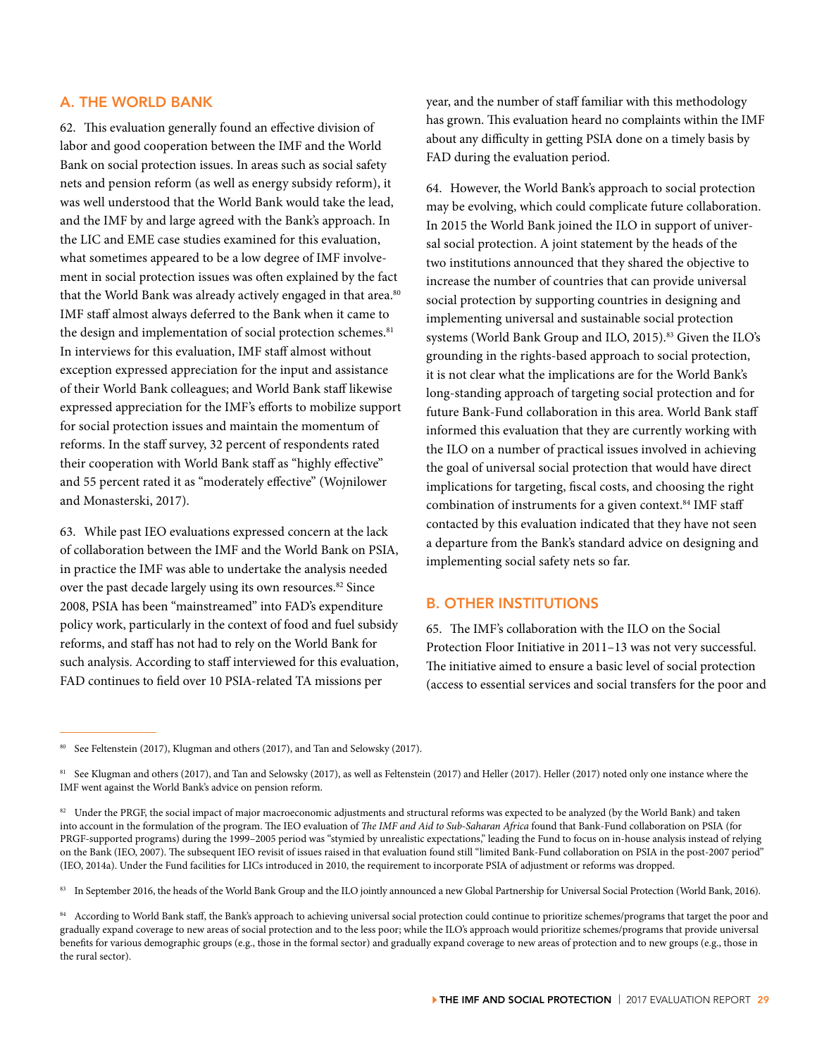## A. THE WORLD BANK

62. This evaluation generally found an effective division of labor and good cooperation between the IMF and the World Bank on social protection issues. In areas such as social safety nets and pension reform (as well as energy subsidy reform), it was well understood that the World Bank would take the lead, and the IMF by and large agreed with the Bank's approach. In the LIC and EME case studies examined for this evaluation, what sometimes appeared to be a low degree of IMF involvement in social protection issues was often explained by the fact that the World Bank was already actively engaged in that area.[80] IMF staff almost always deferred to the Bank when it came to the design and implementation of social protection schemes.[81] In interviews for this evaluation, IMF staff almost without exception expressed appreciation for the input and assistance of their World Bank colleagues; and World Bank staff likewise expressed appreciation for the IMF's efforts to mobilize support for social protection issues and maintain the momentum of reforms. In the staff survey, 32 percent of respondents rated their cooperation with World Bank staff as "highly effective" and 55 percent rated it as "moderately effective" (Wojnilower and Monasterski, 2017).

63. While past IEO evaluations expressed concern at the lack of collaboration between the IMF and the World Bank on PSIA, in practice the IMF was able to undertake the analysis needed over the past decade largely using its own resources.[82] Since 2008, PSIA has been "mainstreamed" into FAD's expenditure policy work, particularly in the context of food and fuel subsidy reforms, and staff has not had to rely on the World Bank for such analysis. According to staff interviewed for this evaluation, FAD continues to field over 10 PSIA-related TA missions per year, and the number of staff familiar with this methodology has grown. This evaluation heard no complaints within the IMF about any difficulty in getting PSIA done on a timely basis by FAD during the evaluation period.

64. However, the World Bank's approach to social protection may be evolving, which could complicate future collaboration. In 2015 the World Bank joined the ILO in support of universal social protection. A joint statement by the heads of the two institutions announced that they shared the objective to increase the number of countries that can provide universal social protection by supporting countries in designing and implementing universal and sustainable social protection systems (World Bank Group and ILO, 2015).[83] Given the ILO's grounding in the rights-based approach to social protection, it is not clear what the implications are for the World Bank's long-standing approach of targeting social protection and for future Bank-Fund collaboration in this area. World Bank staff informed this evaluation that they are currently working with the ILO on a number of practical issues involved in achieving the goal of universal social protection that would have direct implications for targeting, fiscal costs, and choosing the right combination of instruments for a given context.[84] IMF staff contacted by this evaluation indicated that they have not seen a departure from the Bank's standard advice on designing and implementing social safety nets so far.

## B. OTHER INSTITUTIONS

65. The IMF's collaboration with the ILO on the Social Protection Floor Initiative in 2011–13 was not very successful. The initiative aimed to ensure a basic level of social protection (access to essential services and social transfers for the poor and

---

[80] See Feltenstein (2017), Klugman and others (2017), and Tan and Selowsky (2017).

[81] See Klugman and others (2017), and Tan and Selowsky (2017), as well as Feltenstein (2017) and Heller (2017). Heller (2017) noted only one instance where the IMF went against the World Bank's advice on pension reform.

[82] Under the PRGF, the social impact of major macroeconomic adjustments and structural reforms was expected to be analyzed (by the World Bank) and taken into account in the formulation of the program. The IEO evaluation of *The IMF and Aid to Sub-Saharan Africa* found that Bank-Fund collaboration on PSIA (for PRGF-supported programs) during the 1999–2005 period was "stymied by unrealistic expectations," leading the Fund to focus on in-house analysis instead of relying on the Bank (IEO, 2007). The subsequent IEO revisit of issues raised in that evaluation found still "limited Bank-Fund collaboration on PSIA in the post-2007 period" (IEO, 2014a). Under the Fund facilities for LICs introduced in 2010, the requirement to incorporate PSIA of adjustment or reforms was dropped.

[83] In September 2016, the heads of the World Bank Group and the ILO jointly announced a new Global Partnership for Universal Social Protection (World Bank, 2016).

[84] According to World Bank staff, the Bank's approach to achieving universal social protection could continue to prioritize schemes/programs that target the poor and gradually expand coverage to new areas of social protection and to the less poor; while the ILO's approach would prioritize schemes/programs that provide universal benefits for various demographic groups (e.g., those in the formal sector) and gradually expand coverage to new areas of protection and to new groups (e.g., those in the rural sector).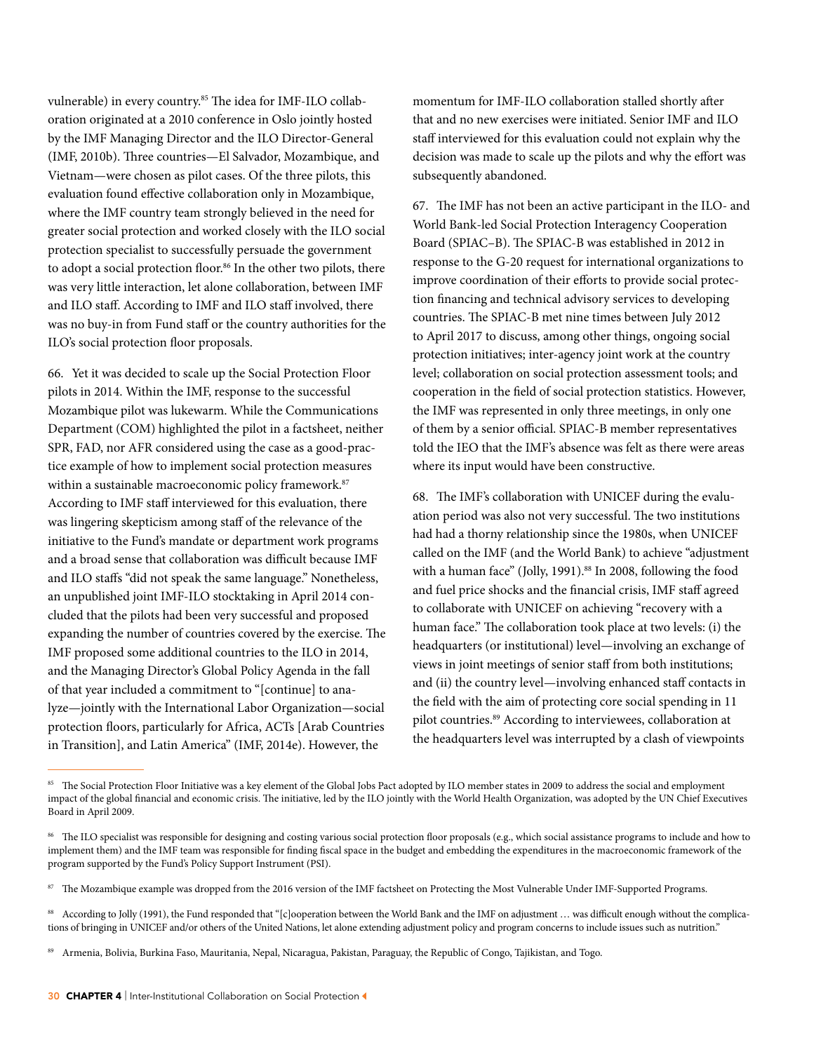vulnerable) in every country.[85] The idea for IMF-ILO collaboration originated at a 2010 conference in Oslo jointly hosted by the IMF Managing Director and the ILO Director-General (IMF, 2010b). Three countries—El Salvador, Mozambique, and Vietnam—were chosen as pilot cases. Of the three pilots, this evaluation found effective collaboration only in Mozambique, where the IMF country team strongly believed in the need for greater social protection and worked closely with the ILO social protection specialist to successfully persuade the government to adopt a social protection floor.[86] In the other two pilots, there was very little interaction, let alone collaboration, between IMF and ILO staff. According to IMF and ILO staff involved, there was no buy-in from Fund staff or the country authorities for the ILO's social protection floor proposals.

66. Yet it was decided to scale up the Social Protection Floor pilots in 2014. Within the IMF, response to the successful Mozambique pilot was lukewarm. While the Communications Department (COM) highlighted the pilot in a factsheet, neither SPR, FAD, nor AFR considered using the case as a good-practice example of how to implement social protection measures within a sustainable macroeconomic policy framework.[87] According to IMF staff interviewed for this evaluation, there was lingering skepticism among staff of the relevance of the initiative to the Fund's mandate or department work programs and a broad sense that collaboration was difficult because IMF and ILO staffs "did not speak the same language." Nonetheless, an unpublished joint IMF-ILO stocktaking in April 2014 concluded that the pilots had been very successful and proposed expanding the number of countries covered by the exercise. The IMF proposed some additional countries to the ILO in 2014, and the Managing Director's Global Policy Agenda in the fall of that year included a commitment to "[continue] to analyze—jointly with the International Labor Organization—social protection floors, particularly for Africa, ACTs [Arab Countries in Transition], and Latin America" (IMF, 2014e). However, the momentum for IMF-ILO collaboration stalled shortly after that and no new exercises were initiated. Senior IMF and ILO staff interviewed for this evaluation could not explain why the decision was made to scale up the pilots and why the effort was subsequently abandoned.

67. The IMF has not been an active participant in the ILO- and World Bank-led Social Protection Interagency Cooperation Board (SPIAC–B). The SPIAC-B was established in 2012 in response to the G-20 request for international organizations to improve coordination of their efforts to provide social protection financing and technical advisory services to developing countries. The SPIAC-B met nine times between July 2012 to April 2017 to discuss, among other things, ongoing social protection initiatives; inter-agency joint work at the country level; collaboration on social protection assessment tools; and cooperation in the field of social protection statistics. However, the IMF was represented in only three meetings, in only one of them by a senior official. SPIAC-B member representatives told the IEO that the IMF's absence was felt as there were areas where its input would have been constructive.

68. The IMF's collaboration with UNICEF during the evaluation period was also not very successful. The two institutions had had a thorny relationship since the 1980s, when UNICEF called on the IMF (and the World Bank) to achieve "adjustment with a human face" (Jolly, 1991).[88] In 2008, following the food and fuel price shocks and the financial crisis, IMF staff agreed to collaborate with UNICEF on achieving "recovery with a human face." The collaboration took place at two levels: (i) the headquarters (or institutional) level—involving an exchange of views in joint meetings of senior staff from both institutions; and (ii) the country level—involving enhanced staff contacts in the field with the aim of protecting core social spending in 11 pilot countries.[89] According to interviewees, collaboration at the headquarters level was interrupted by a clash of viewpoints

---

[85] The Social Protection Floor Initiative was a key element of the Global Jobs Pact adopted by ILO member states in 2009 to address the social and employment impact of the global financial and economic crisis. The initiative, led by the ILO jointly with the World Health Organization, was adopted by the UN Chief Executives Board in April 2009.

[86] The ILO specialist was responsible for designing and costing various social protection floor proposals (e.g., which social assistance programs to include and how to implement them) and the IMF team was responsible for finding fiscal space in the budget and embedding the expenditures in the macroeconomic framework of the program supported by the Fund's Policy Support Instrument (PSI).

[87] The Mozambique example was dropped from the 2016 version of the IMF factsheet on Protecting the Most Vulnerable Under IMF-Supported Programs.

[88] According to Jolly (1991), the Fund responded that "[c]ooperation between the World Bank and the IMF on adjustment … was difficult enough without the complications of bringing in UNICEF and/or others of the United Nations, let alone extending adjustment policy and program concerns to include issues such as nutrition."

[89] Armenia, Bolivia, Burkina Faso, Mauritania, Nepal, Nicaragua, Pakistan, Paraguay, the Republic of Congo, Tajikistan, and Togo.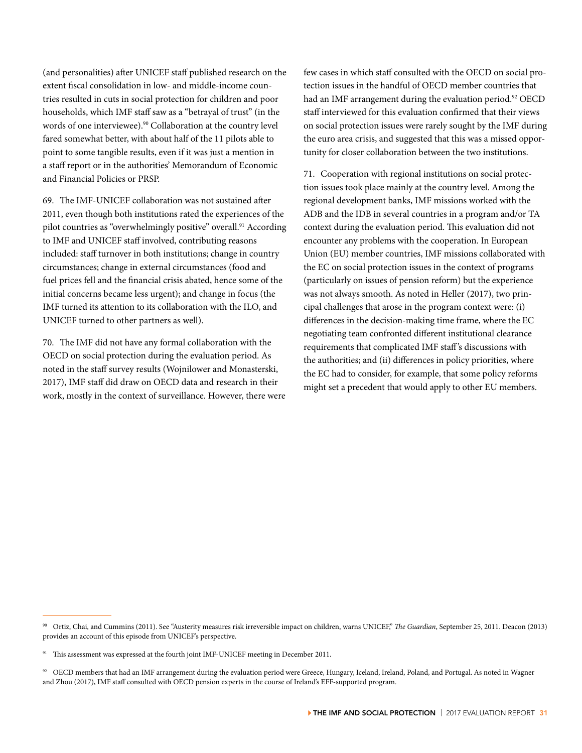(and personalities) after UNICEF staff published research on the extent fiscal consolidation in low- and middle-income countries resulted in cuts in social protection for children and poor households, which IMF staff saw as a "betrayal of trust" (in the words of one interviewee).[90] Collaboration at the country level fared somewhat better, with about half of the 11 pilots able to point to some tangible results, even if it was just a mention in a staff report or in the authorities' Memorandum of Economic and Financial Policies or PRSP.

69. The IMF-UNICEF collaboration was not sustained after 2011, even though both institutions rated the experiences of the pilot countries as "overwhelmingly positive" overall.[91] According to IMF and UNICEF staff involved, contributing reasons included: staff turnover in both institutions; change in country circumstances; change in external circumstances (food and fuel prices fell and the financial crisis abated, hence some of the initial concerns became less urgent); and change in focus (the IMF turned its attention to its collaboration with the ILO, and UNICEF turned to other partners as well).

70. The IMF did not have any formal collaboration with the OECD on social protection during the evaluation period. As noted in the staff survey results (Wojnilower and Monasterski, 2017), IMF staff did draw on OECD data and research in their work, mostly in the context of surveillance. However, there were few cases in which staff consulted with the OECD on social protection issues in the handful of OECD member countries that had an IMF arrangement during the evaluation period.[92] OECD staff interviewed for this evaluation confirmed that their views on social protection issues were rarely sought by the IMF during the euro area crisis, and suggested that this was a missed opportunity for closer collaboration between the two institutions.

71. Cooperation with regional institutions on social protection issues took place mainly at the country level. Among the regional development banks, IMF missions worked with the ADB and the IDB in several countries in a program and/or TA context during the evaluation period. This evaluation did not encounter any problems with the cooperation. In European Union (EU) member countries, IMF missions collaborated with the EC on social protection issues in the context of programs (particularly on issues of pension reform) but the experience was not always smooth. As noted in Heller (2017), two principal challenges that arose in the program context were: (i) differences in the decision-making time frame, where the EC negotiating team confronted different institutional clearance requirements that complicated IMF staff's discussions with the authorities; and (ii) differences in policy priorities, where the EC had to consider, for example, that some policy reforms might set a precedent that would apply to other EU members.

---

[90] Ortiz, Chai, and Cummins (2011). See "Austerity measures risk irreversible impact on children, warns UNICEF," *The Guardian*, September 25, 2011. Deacon (2013) provides an account of this episode from UNICEF's perspective.

[91] This assessment was expressed at the fourth joint IMF-UNICEF meeting in December 2011.

[92] OECD members that had an IMF arrangement during the evaluation period were Greece, Hungary, Iceland, Ireland, Poland, and Portugal. As noted in Wagner and Zhou (2017), IMF staff consulted with OECD pension experts in the course of Ireland's EFF-supported program.